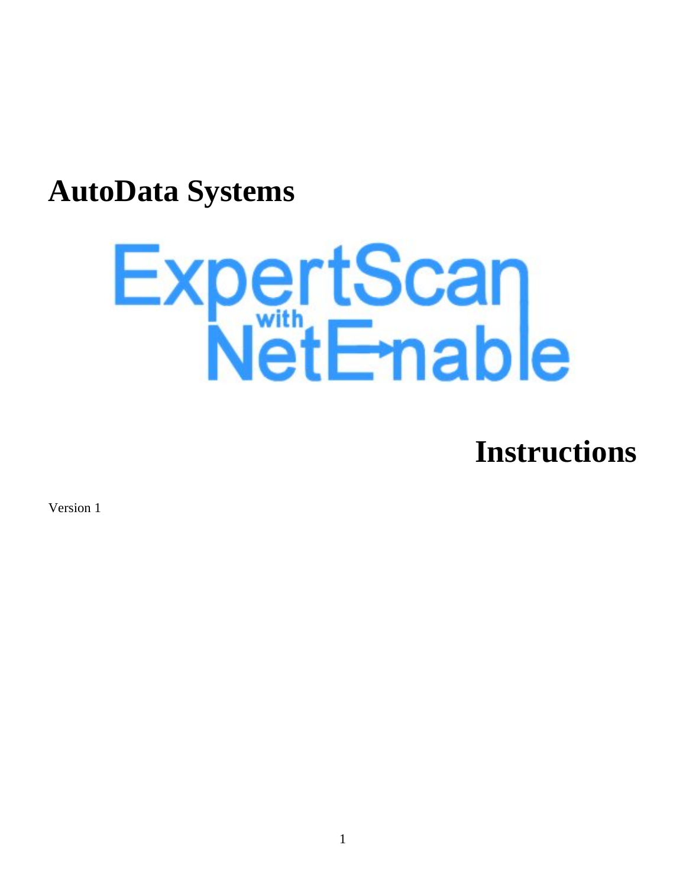# AutoData Systems

ExpertScan with NetEnable

# Instructions

Version 1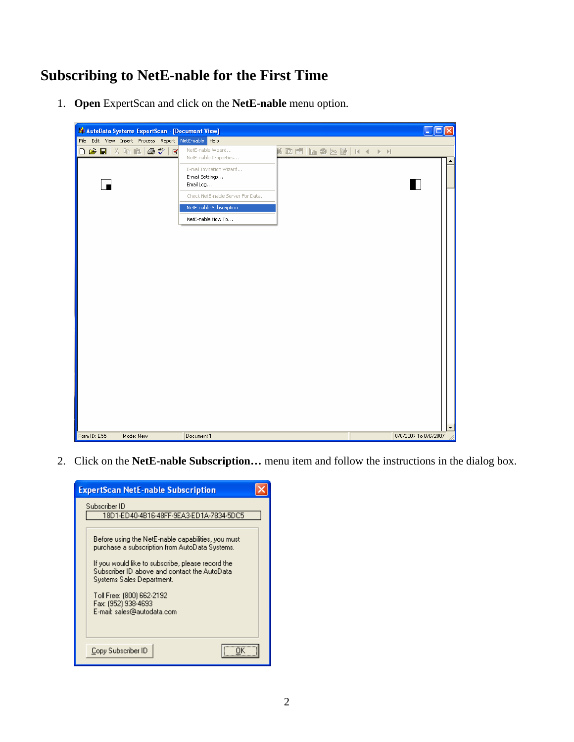# Subscribing to NetE-nable for the First Time

1. **Open** ExpertScan and click on the **NetE-nable** menu option.

2. Click on the **NetE-nable Subscription…** menu item and follow the instructions in the dialog box.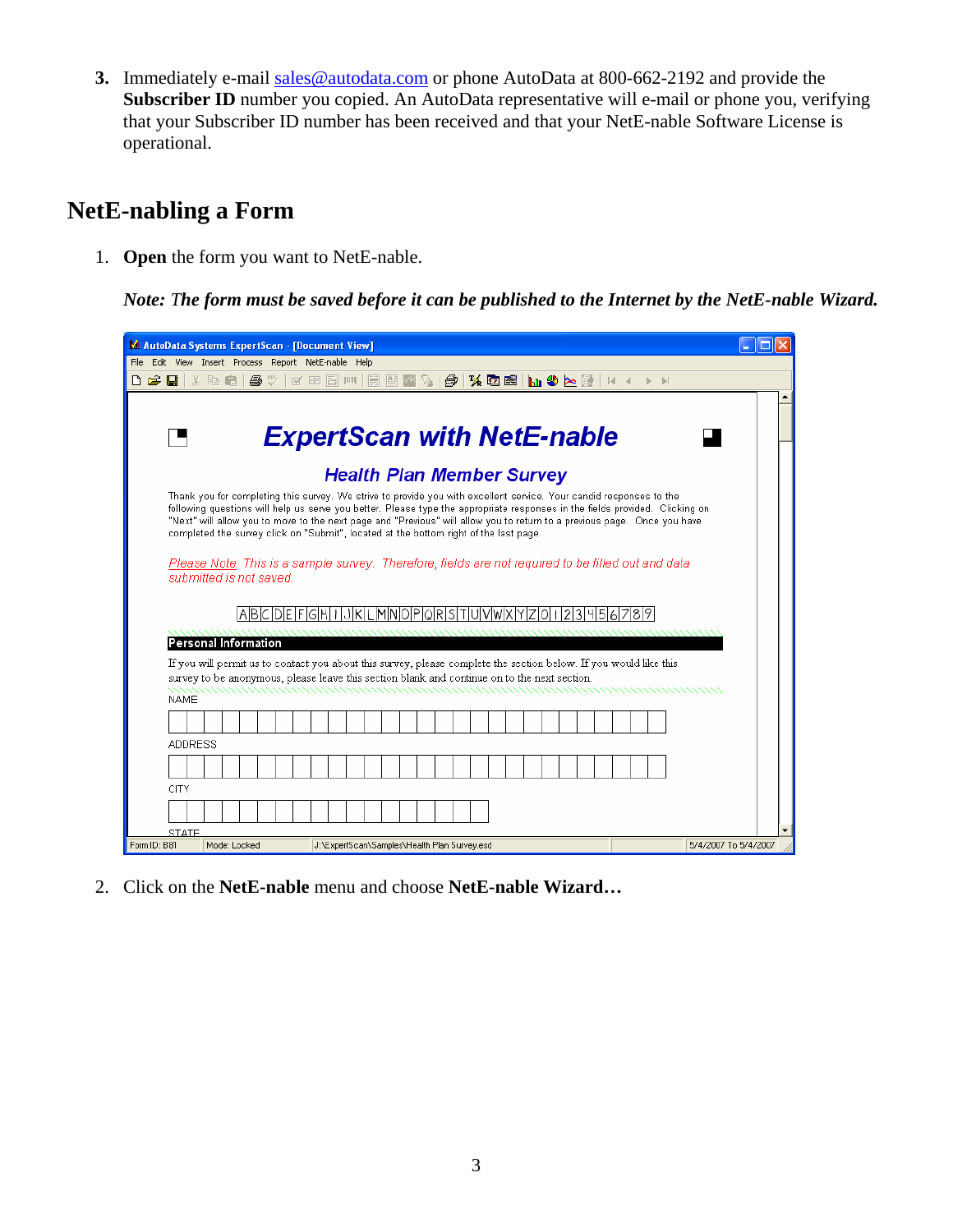3. Immediately e-mail sales@autodata.com or phone AutoData at 800-662-2192 and provide the **Subscriber ID** number you copied. An AutoData representative will e-mail or phone you, verifying that your Subscriber ID number has been received and that your NetE-nable Software License is operational.

## NetE-nabling a Form

1. **Open** the form you want to NetE-nable.

   ***Note: The form must be saved before it can be published to the Internet by the NetE-nable Wizard.***

2. Click on the **NetE-nable** menu and choose **NetE-nable Wizard…**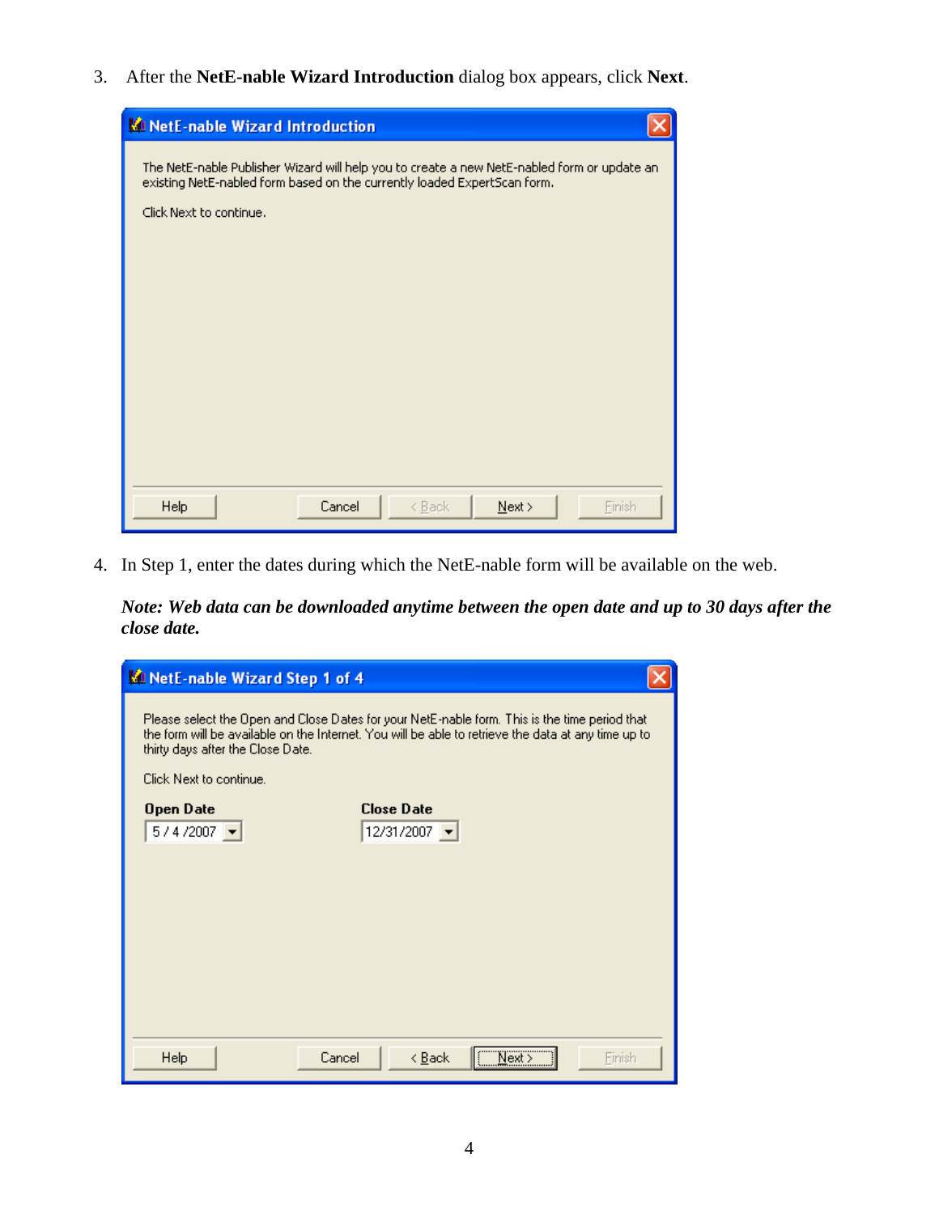3. After the **NetE-nable Wizard Introduction** dialog box appears, click **Next**.

NetE-nable Wizard Introduction

The NetE-nable Publisher Wizard will help you to create a new NetE-nabled form or update an existing NetE-nabled form based on the currently loaded ExpertScan form.

Click Next to continue.

Help | Cancel | < Back | Next > | Finish

4. In Step 1, enter the dates during which the NetE-nable form will be available on the web.

***Note: Web data can be downloaded anytime between the open date and up to 30 days after the close date.***

NetE-nable Wizard Step 1 of 4

Please select the Open and Close Dates for your NetE-nable form. This is the time period that the form will be available on the Internet. You will be able to retrieve the data at any time up to thirty days after the Close Date.

Click Next to continue.

**Open Date** 5 / 4 /2007

**Close Date** 12/31/2007

Help | Cancel | < Back | Next > | Finish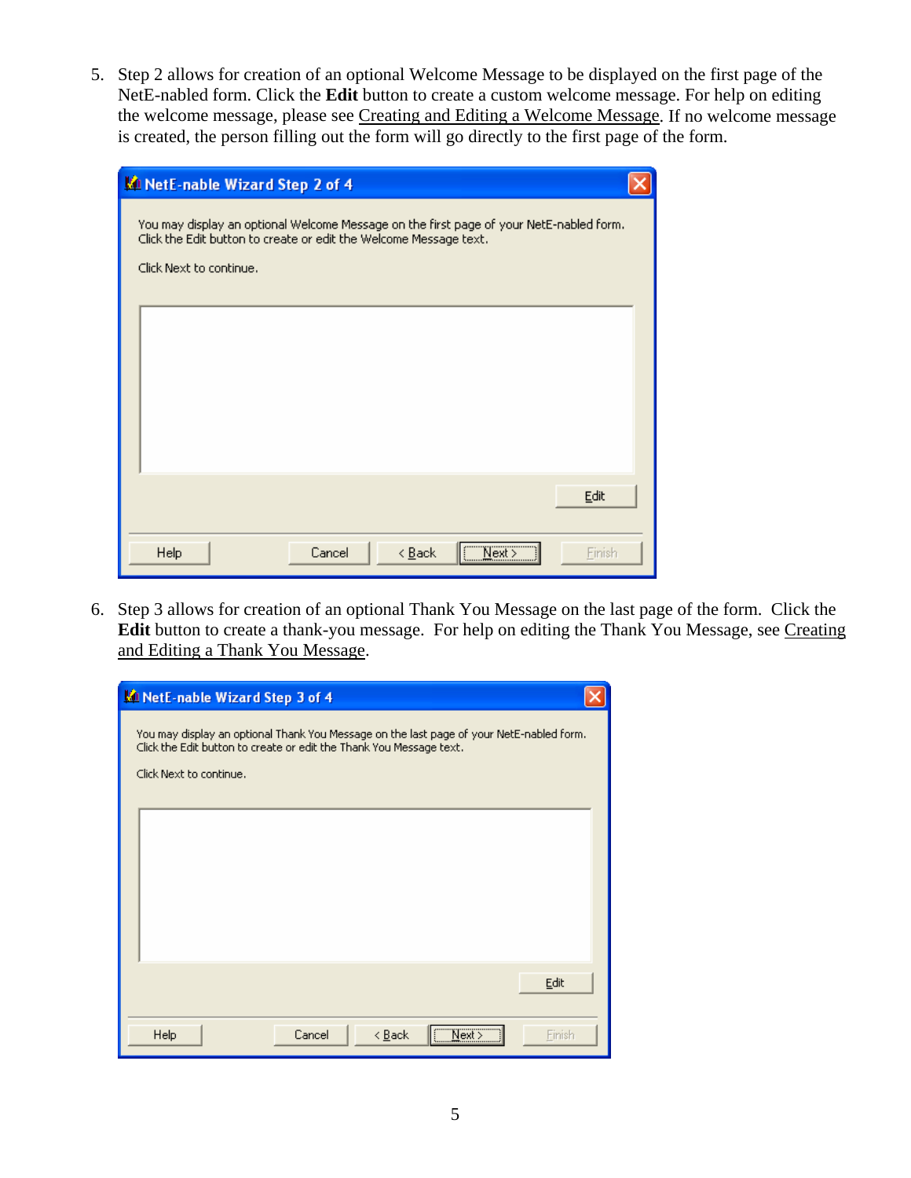5. Step 2 allows for creation of an optional Welcome Message to be displayed on the first page of the NetE-nabled form. Click the **Edit** button to create a custom welcome message. For help on editing the welcome message, please see Creating and Editing a Welcome Message. If no welcome message is created, the person filling out the form will go directly to the first page of the form.

6. Step 3 allows for creation of an optional Thank You Message on the last page of the form. Click the **Edit** button to create a thank-you message. For help on editing the Thank You Message, see Creating and Editing a Thank You Message.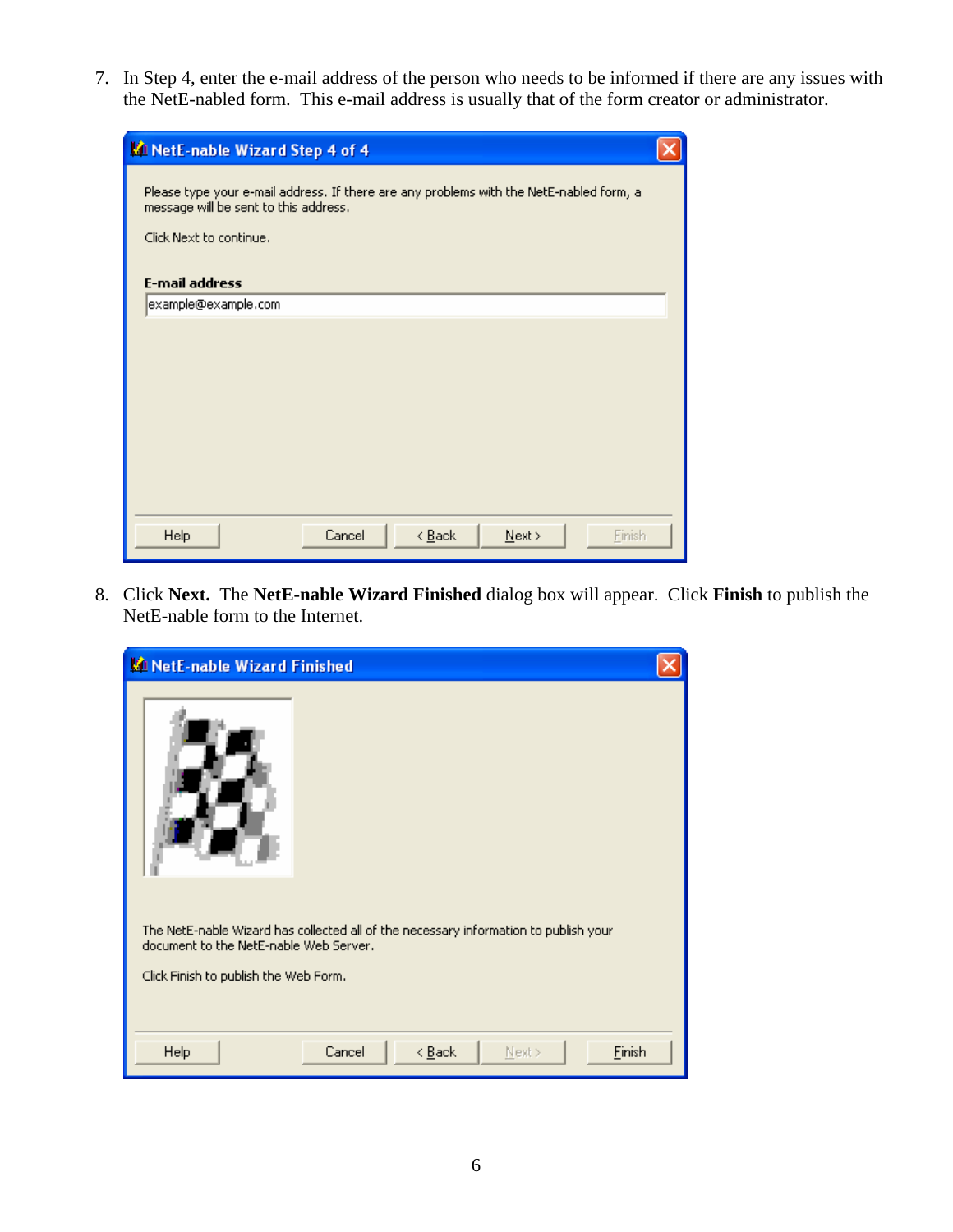7. In Step 4, enter the e-mail address of the person who needs to be informed if there are any issues with the NetE-nabled form. This e-mail address is usually that of the form creator or administrator.

8. Click **Next.** The **NetE-nable Wizard Finished** dialog box will appear. Click **Finish** to publish the NetE-nable form to the Internet.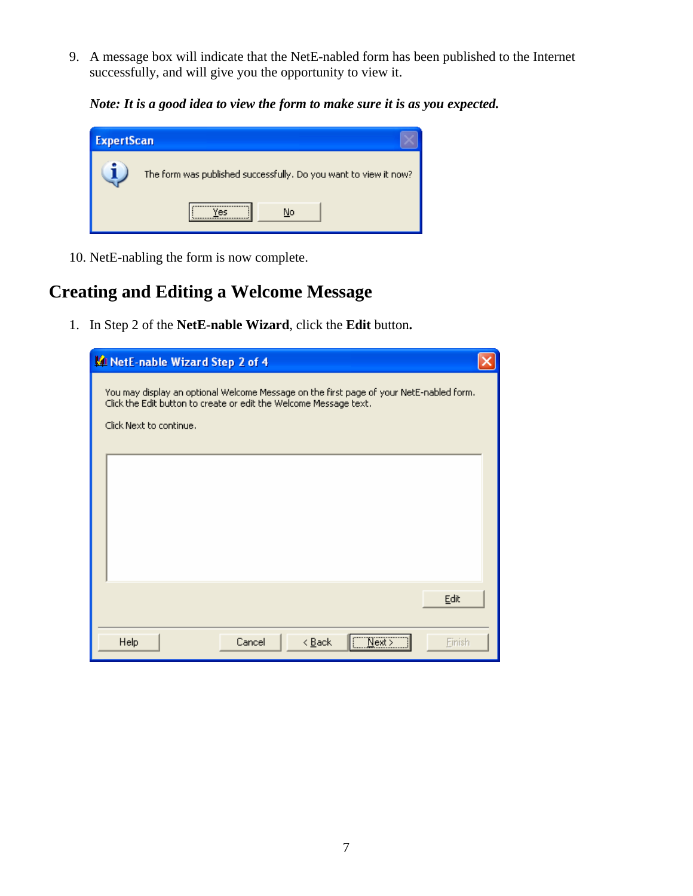9. A message box will indicate that the NetE-nabled form has been published to the Internet successfully, and will give you the opportunity to view it.

   ***Note: It is a good idea to view the form to make sure it is as you expected.***

10. NetE-nabling the form is now complete.

## Creating and Editing a Welcome Message

1. In Step 2 of the **NetE-nable Wizard**, click the **Edit** button**.**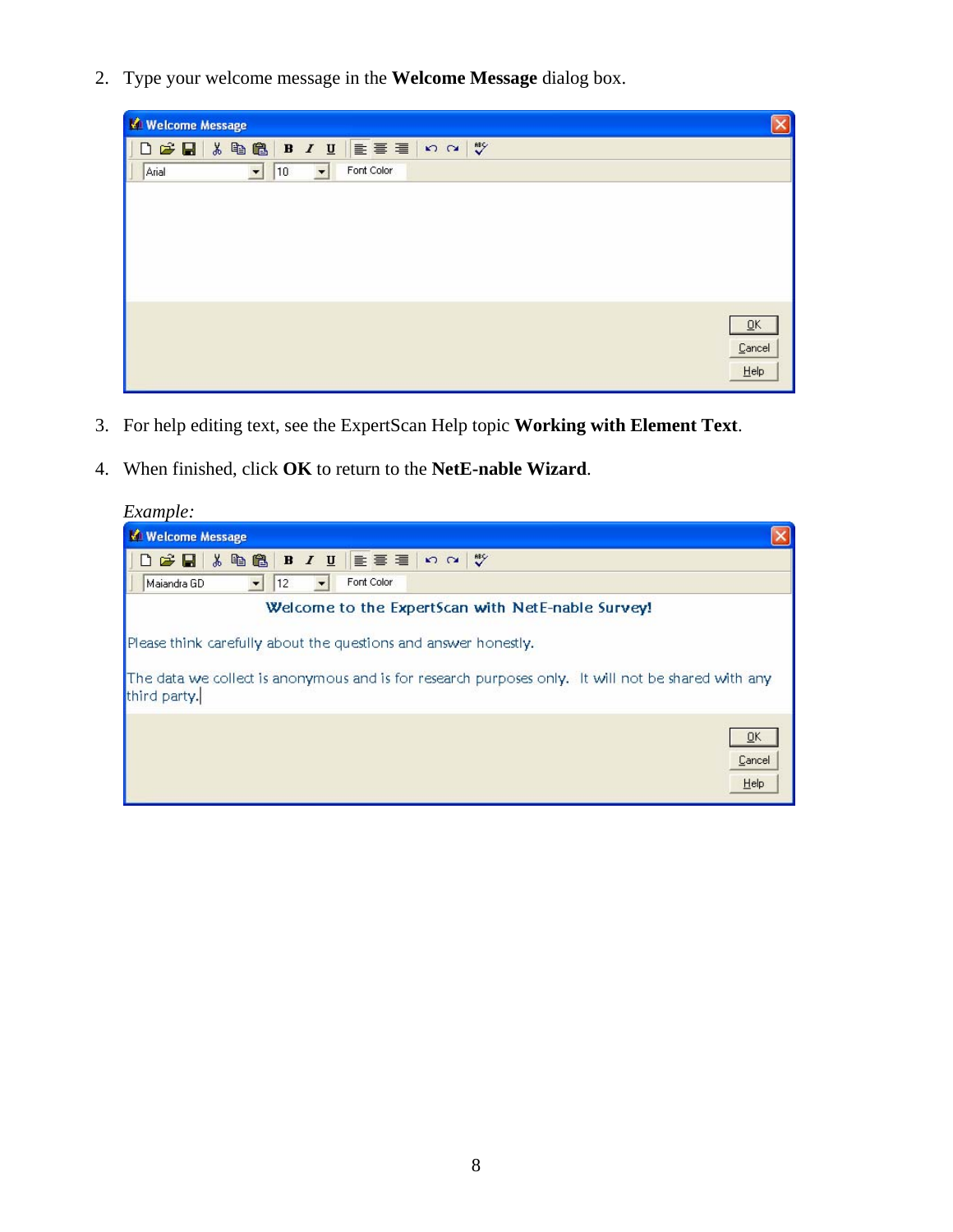2. Type your welcome message in the **Welcome Message** dialog box.

3. For help editing text, see the ExpertScan Help topic **Working with Element Text**.

4. When finished, click **OK** to return to the **NetE-nable Wizard**.

*Example:*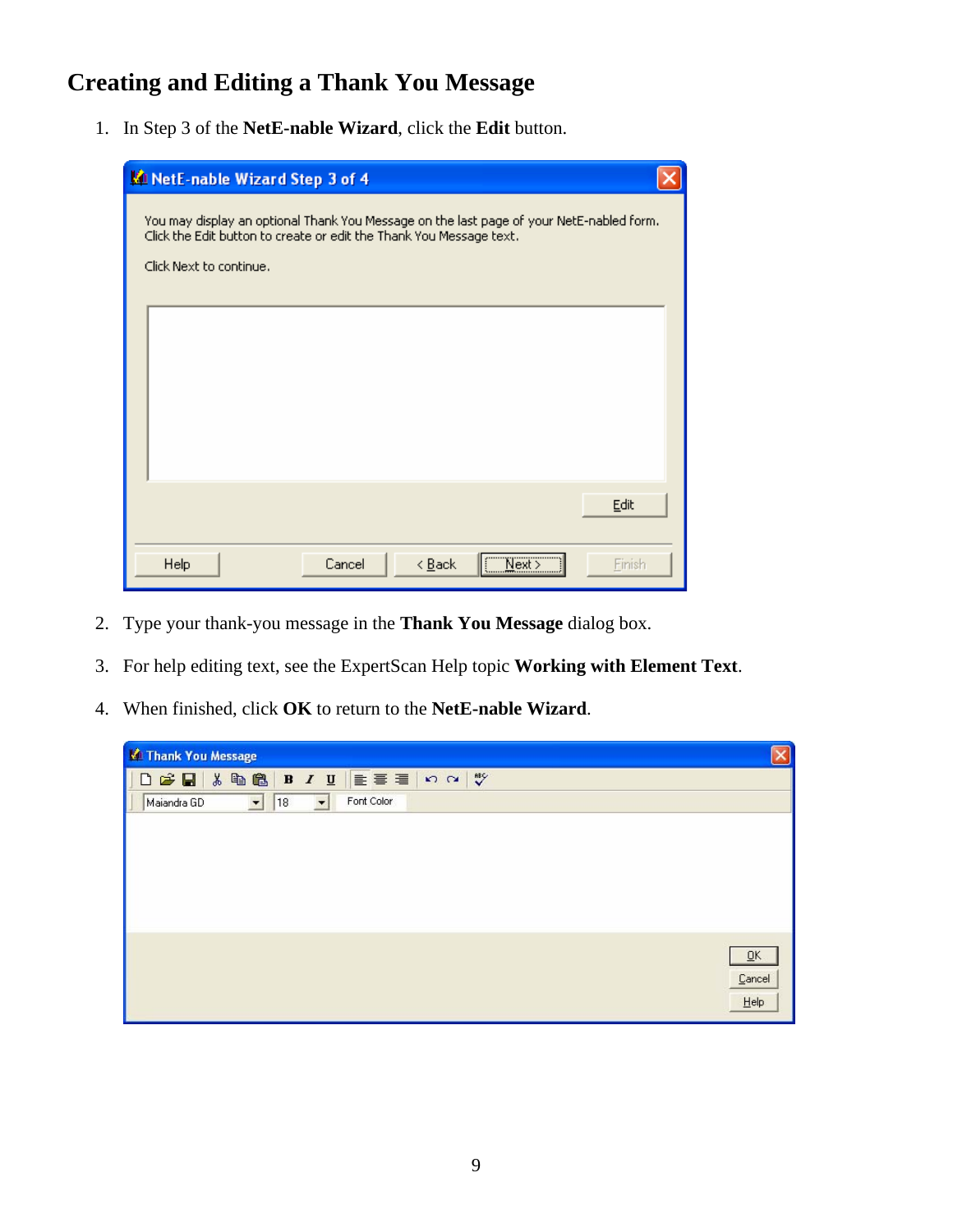## Creating and Editing a Thank You Message

1. In Step 3 of the **NetE-nable Wizard**, click the **Edit** button.

2. Type your thank-you message in the **Thank You Message** dialog box.

3. For help editing text, see the ExpertScan Help topic **Working with Element Text**.

4. When finished, click **OK** to return to the **NetE-nable Wizard**.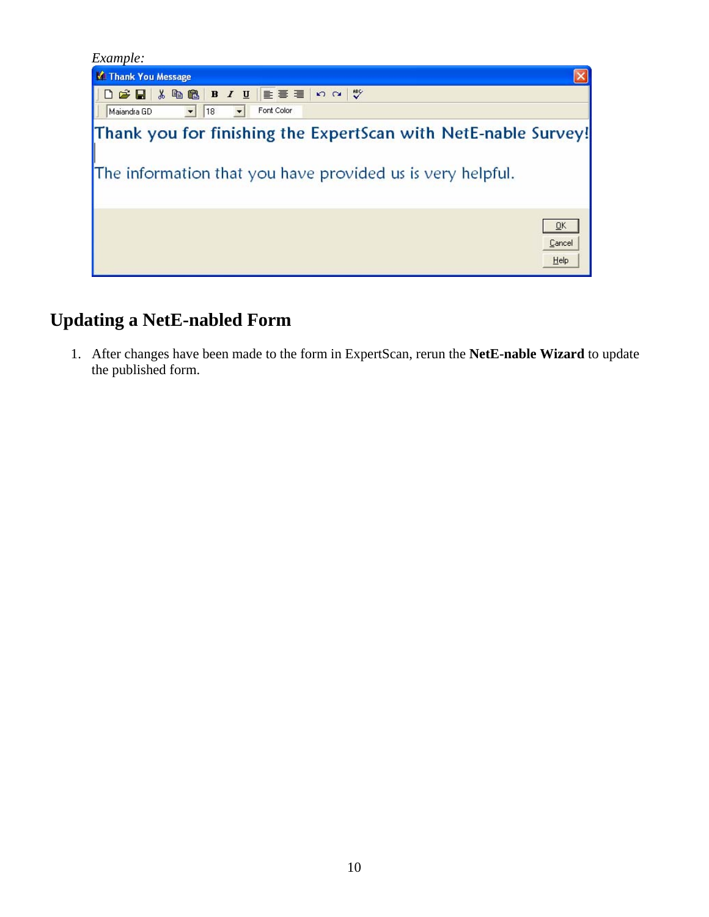*Example:*

## Updating a NetE-nabled Form

1. After changes have been made to the form in ExpertScan, rerun the **NetE-nable Wizard** to update the published form.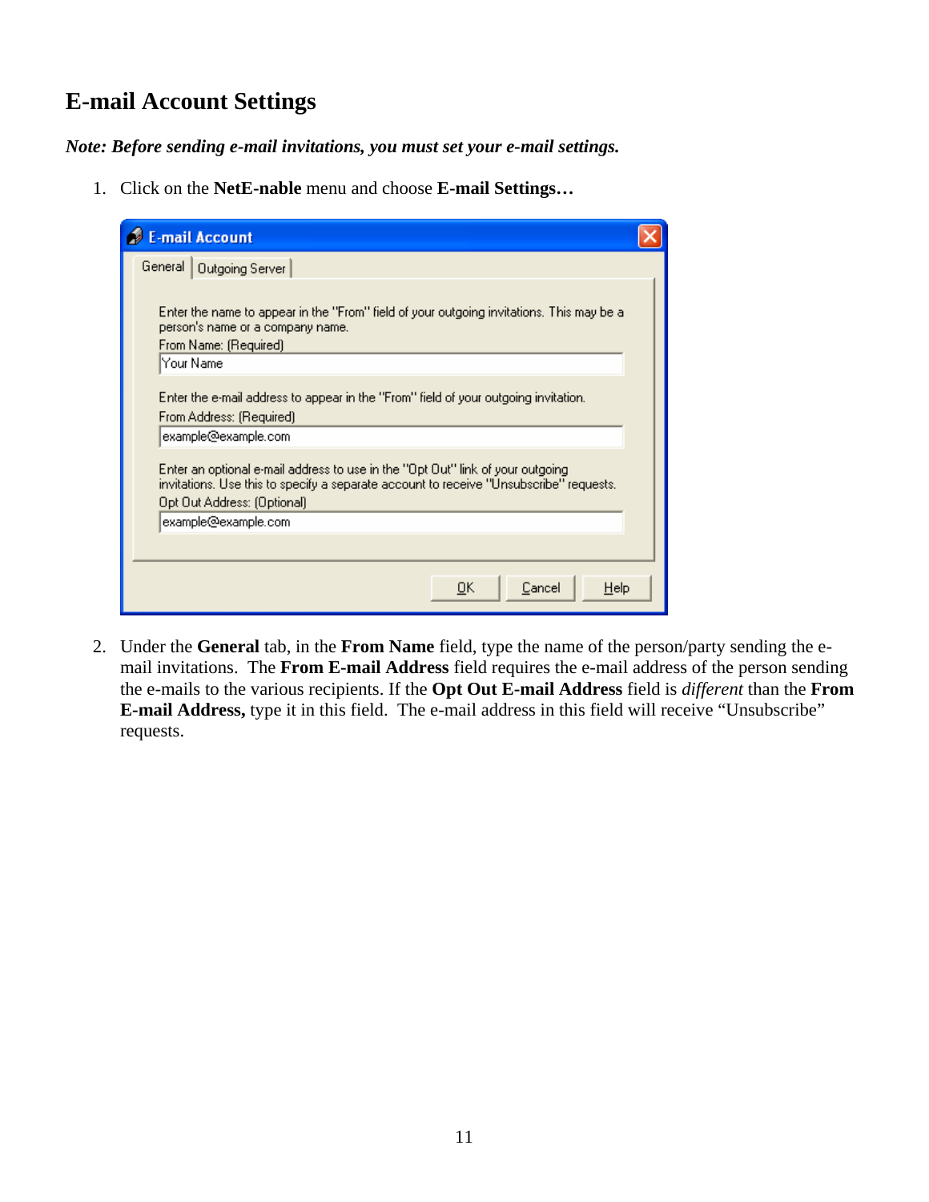## E-mail Account Settings

***Note: Before sending e-mail invitations, you must set your e-mail settings.***

1. Click on the **NetE-nable** menu and choose **E-mail Settings…**

2. Under the **General** tab, in the **From Name** field, type the name of the person/party sending the e-mail invitations. The **From E-mail Address** field requires the e-mail address of the person sending the e-mails to the various recipients. If the **Opt Out E-mail Address** field is *different* than the **From E-mail Address,** type it in this field. The e-mail address in this field will receive "Unsubscribe" requests.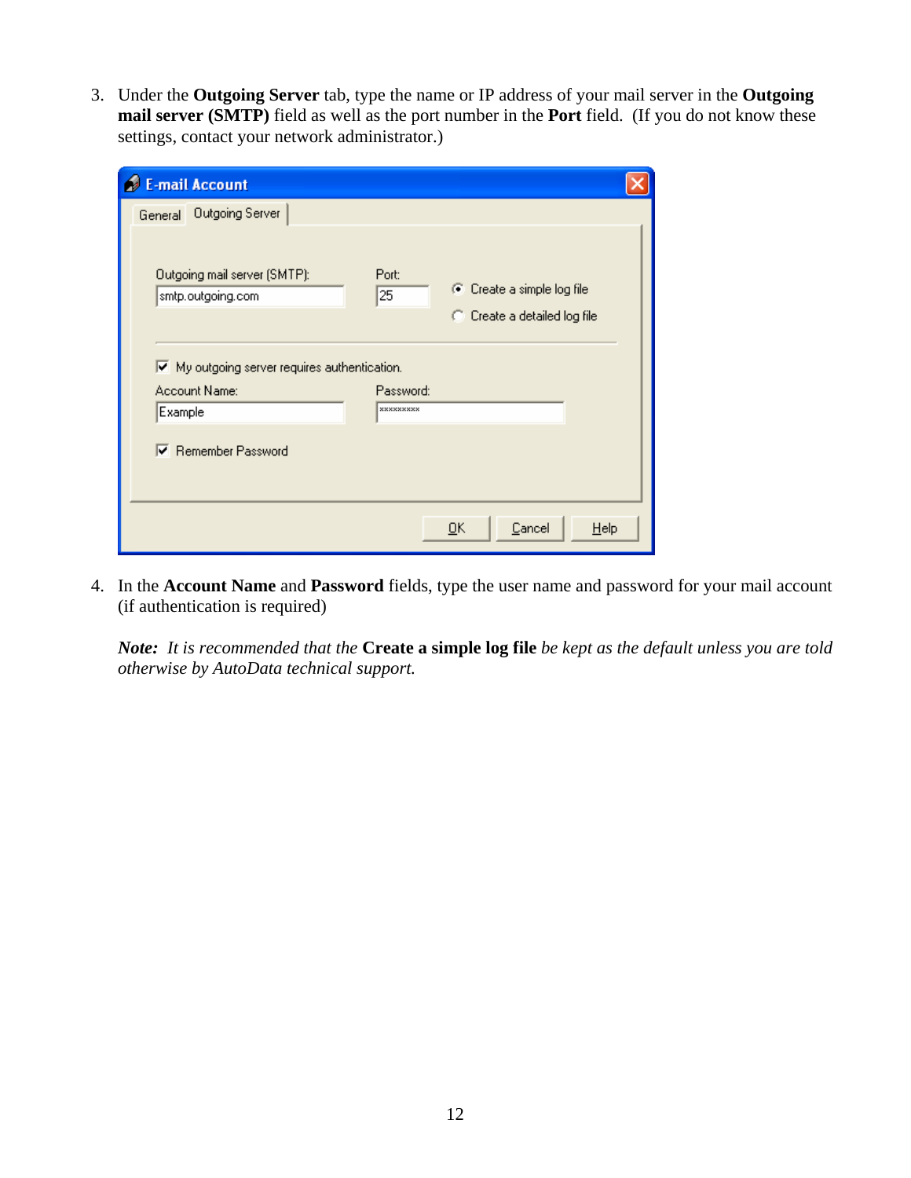3. Under the **Outgoing Server** tab, type the name or IP address of your mail server in the **Outgoing mail server (SMTP)** field as well as the port number in the **Port** field. (If you do not know these settings, contact your network administrator.)

4. In the **Account Name** and **Password** fields, type the user name and password for your mail account (if authentication is required)

   ***Note:*** *It is recommended that the* **Create a simple log file** *be kept as the default unless you are told otherwise by AutoData technical support.*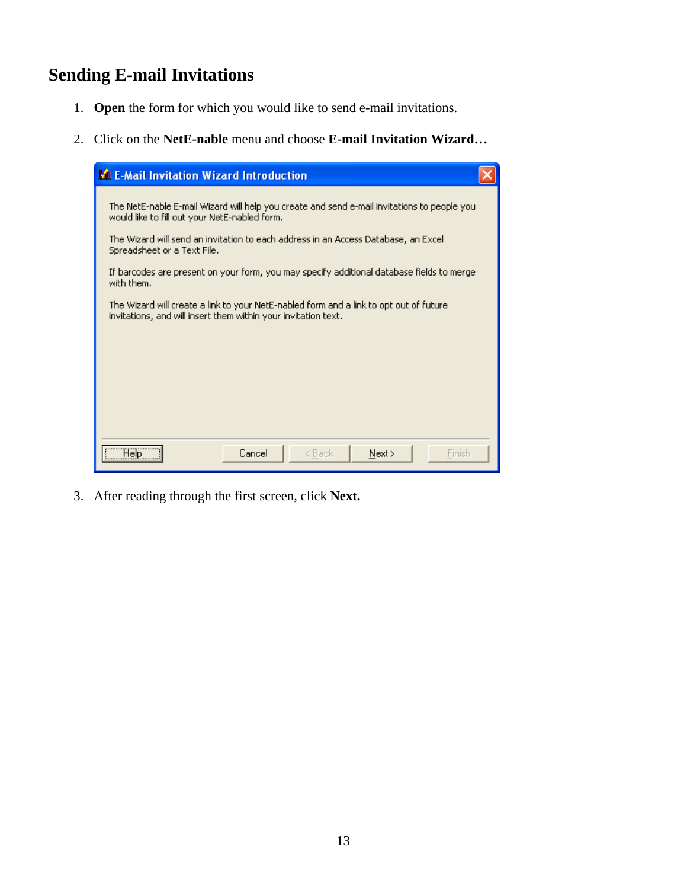## Sending E-mail Invitations

1. **Open** the form for which you would like to send e-mail invitations.

2. Click on the **NetE-nable** menu and choose **E-mail Invitation Wizard…**

3. After reading through the first screen, click **Next.**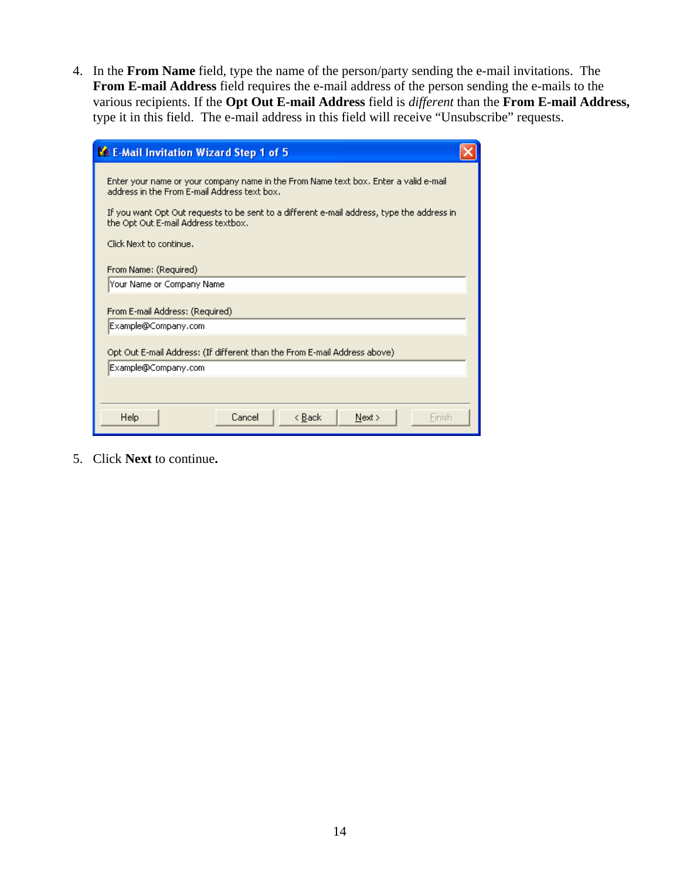4. In the **From Name** field, type the name of the person/party sending the e-mail invitations. The **From E-mail Address** field requires the e-mail address of the person sending the e-mails to the various recipients. If the **Opt Out E-mail Address** field is *different* than the **From E-mail Address,** type it in this field. The e-mail address in this field will receive "Unsubscribe" requests.

**E-Mail Invitation Wizard Step 1 of 5**

Enter your name or your company name in the From Name text box. Enter a valid e-mail address in the From E-mail Address text box.

If you want Opt Out requests to be sent to a different e-mail address, type the address in the Opt Out E-mail Address textbox.

Click Next to continue.

From Name: (Required)
Your Name or Company Name

From E-mail Address: (Required)
Example@Company.com

Opt Out E-mail Address: (If different than the From E-mail Address above)
Example@Company.com

Help | Cancel | < Back | Next > | Finish

5. Click **Next** to continue**.**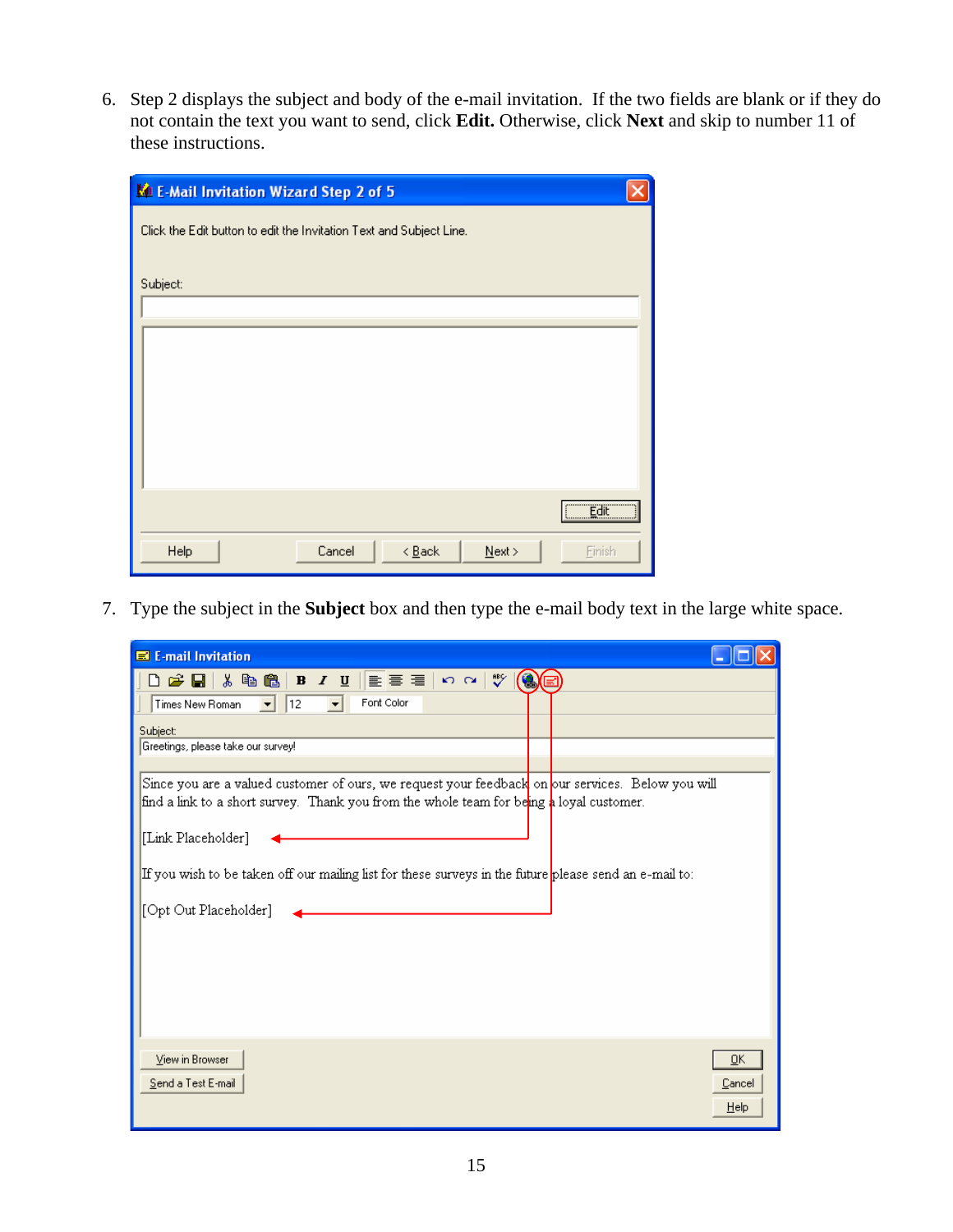6. Step 2 displays the subject and body of the e-mail invitation. If the two fields are blank or if they do not contain the text you want to send, click **Edit.** Otherwise, click **Next** and skip to number 11 of these instructions.

7. Type the subject in the **Subject** box and then type the e-mail body text in the large white space.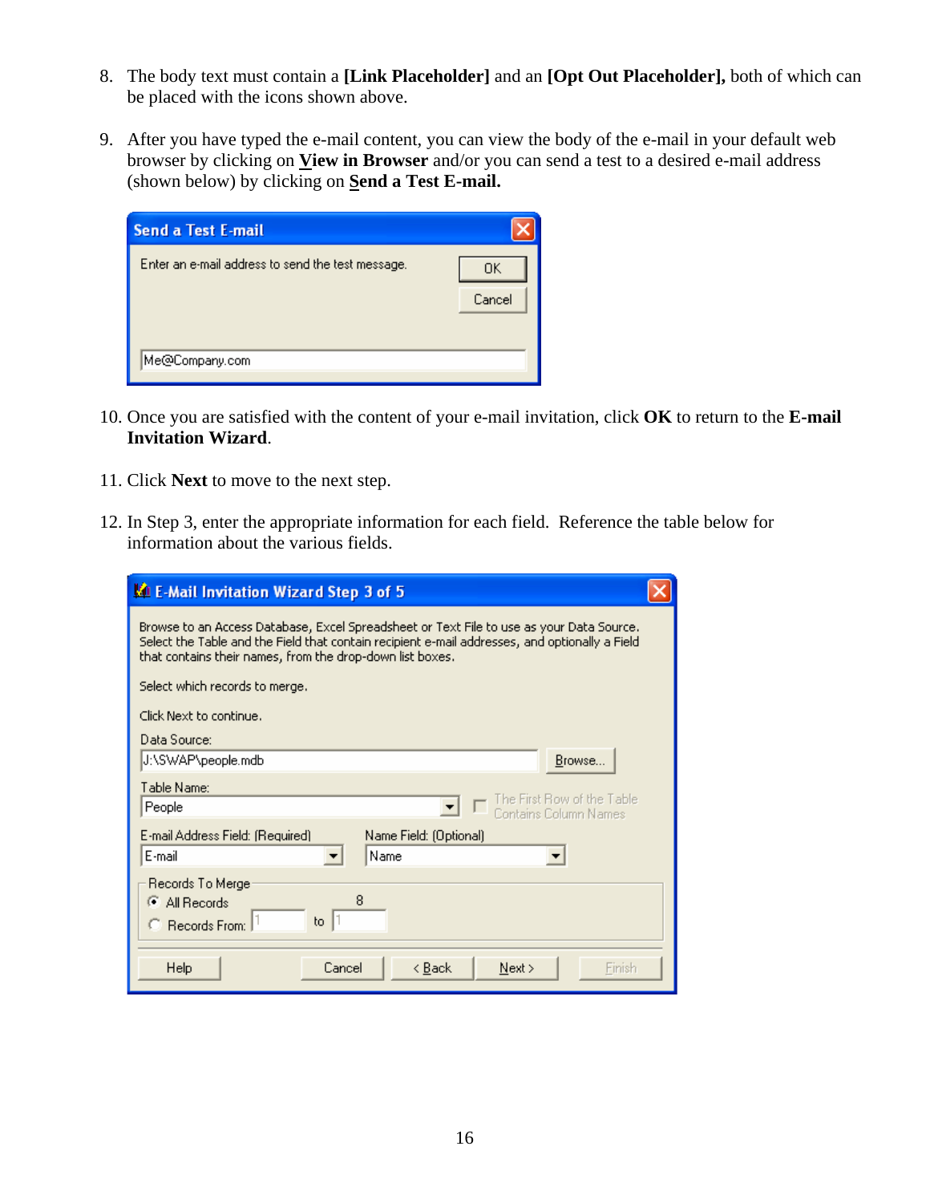8. The body text must contain a **[Link Placeholder]** and an **[Opt Out Placeholder],** both of which can be placed with the icons shown above.

9. After you have typed the e-mail content, you can view the body of the e-mail in your default web browser by clicking on **View in Browser** and/or you can send a test to a desired e-mail address (shown below) by clicking on **Send a Test E-mail.**

10. Once you are satisfied with the content of your e-mail invitation, click **OK** to return to the **E-mail Invitation Wizard**.

11. Click **Next** to move to the next step.

12. In Step 3, enter the appropriate information for each field. Reference the table below for information about the various fields.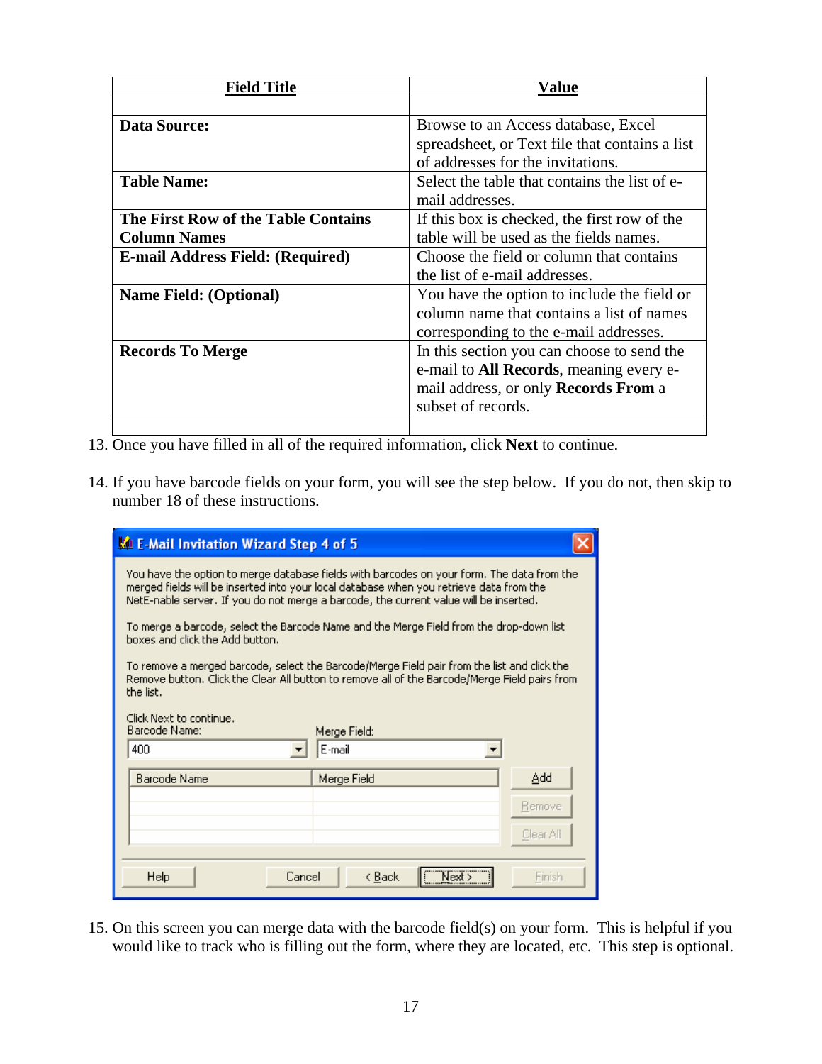| Field Title | Value |
|---|---|
| | |
| **Data Source:** | Browse to an Access database, Excel spreadsheet, or Text file that contains a list of addresses for the invitations. |
| **Table Name:** | Select the table that contains the list of e-mail addresses. |
| **The First Row of the Table Contains Column Names** | If this box is checked, the first row of the table will be used as the fields names. |
| **E-mail Address Field: (Required)** | Choose the field or column that contains the list of e-mail addresses. |
| **Name Field: (Optional)** | You have the option to include the field or column name that contains a list of names corresponding to the e-mail addresses. |
| **Records To Merge** | In this section you can choose to send the e-mail to **All Records**, meaning every e-mail address, or only **Records From** a subset of records. |
| | |

13. Once you have filled in all of the required information, click **Next** to continue.

14. If you have barcode fields on your form, you will see the step below. If you do not, then skip to number 18 of these instructions.

**E-Mail Invitation Wizard Step 4 of 5**

You have the option to merge database fields with barcodes on your form. The data from the merged fields will be inserted into your local database when you retrieve data from the NetE-nable server. If you do not merge a barcode, the current value will be inserted.

To merge a barcode, select the Barcode Name and the Merge Field from the drop-down list boxes and click the Add button.

To remove a merged barcode, select the Barcode/Merge Field pair from the list and click the Remove button. Click the Clear All button to remove all of the Barcode/Merge Field pairs from the list.

Click Next to continue.

Barcode Name: 400 | Merge Field: E-mail

| Barcode Name | Merge Field |
|---|---|

Add | Remove | Clear All

Help | Cancel | < Back | Next > | Finish

15. On this screen you can merge data with the barcode field(s) on your form. This is helpful if you would like to track who is filling out the form, where they are located, etc. This step is optional.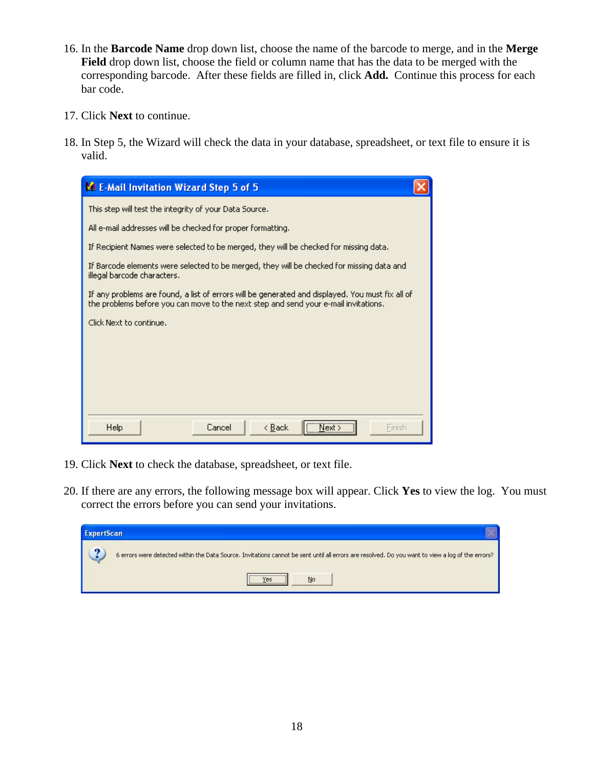16. In the **Barcode Name** drop down list, choose the name of the barcode to merge, and in the **Merge Field** drop down list, choose the field or column name that has the data to be merged with the corresponding barcode. After these fields are filled in, click **Add.** Continue this process for each bar code.

17. Click **Next** to continue.

18. In Step 5, the Wizard will check the data in your database, spreadsheet, or text file to ensure it is valid.

19. Click **Next** to check the database, spreadsheet, or text file.

20. If there are any errors, the following message box will appear. Click **Yes** to view the log. You must correct the errors before you can send your invitations.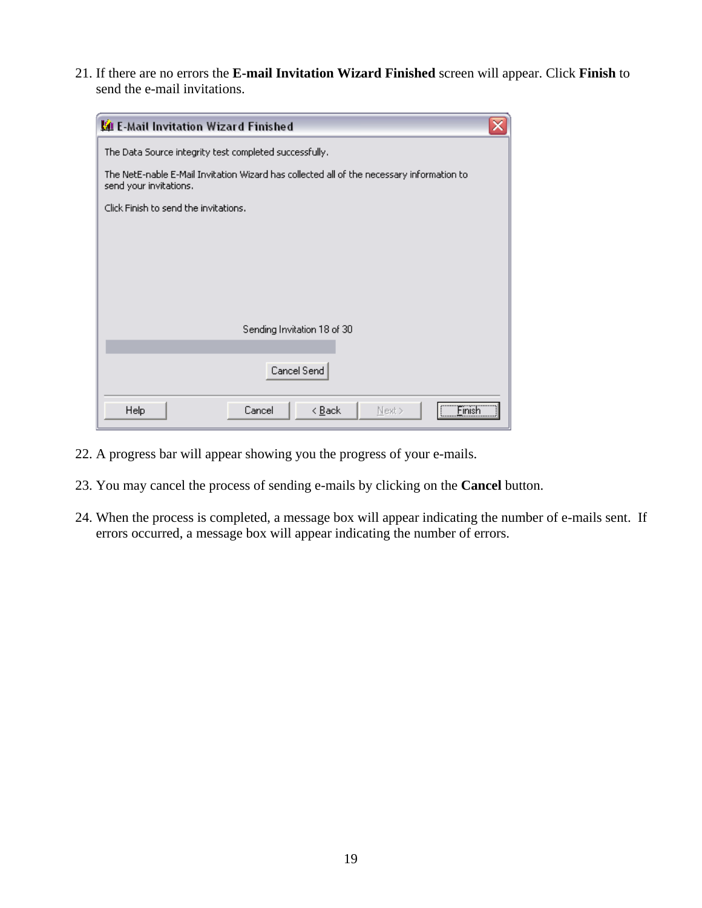21. If there are no errors the **E-mail Invitation Wizard Finished** screen will appear. Click **Finish** to send the e-mail invitations.

22. A progress bar will appear showing you the progress of your e-mails.

23. You may cancel the process of sending e-mails by clicking on the **Cancel** button.

24. When the process is completed, a message box will appear indicating the number of e-mails sent. If errors occurred, a message box will appear indicating the number of errors.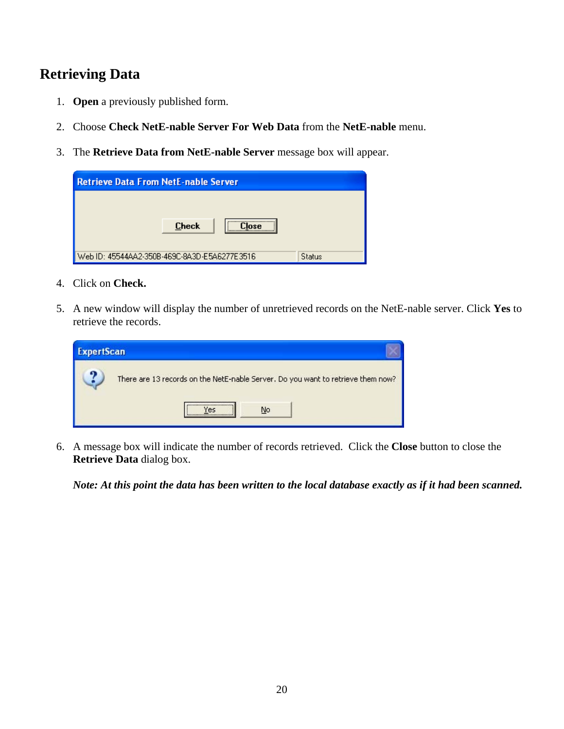## Retrieving Data

1. **Open** a previously published form.

2. Choose **Check NetE-nable Server For Web Data** from the **NetE-nable** menu.

3. The **Retrieve Data from NetE-nable Server** message box will appear.

4. Click on **Check.**

5. A new window will display the number of unretrieved records on the NetE-nable server. Click **Yes** to retrieve the records.

6. A message box will indicate the number of records retrieved. Click the **Close** button to close the **Retrieve Data** dialog box.

   ***Note: At this point the data has been written to the local database exactly as if it had been scanned.***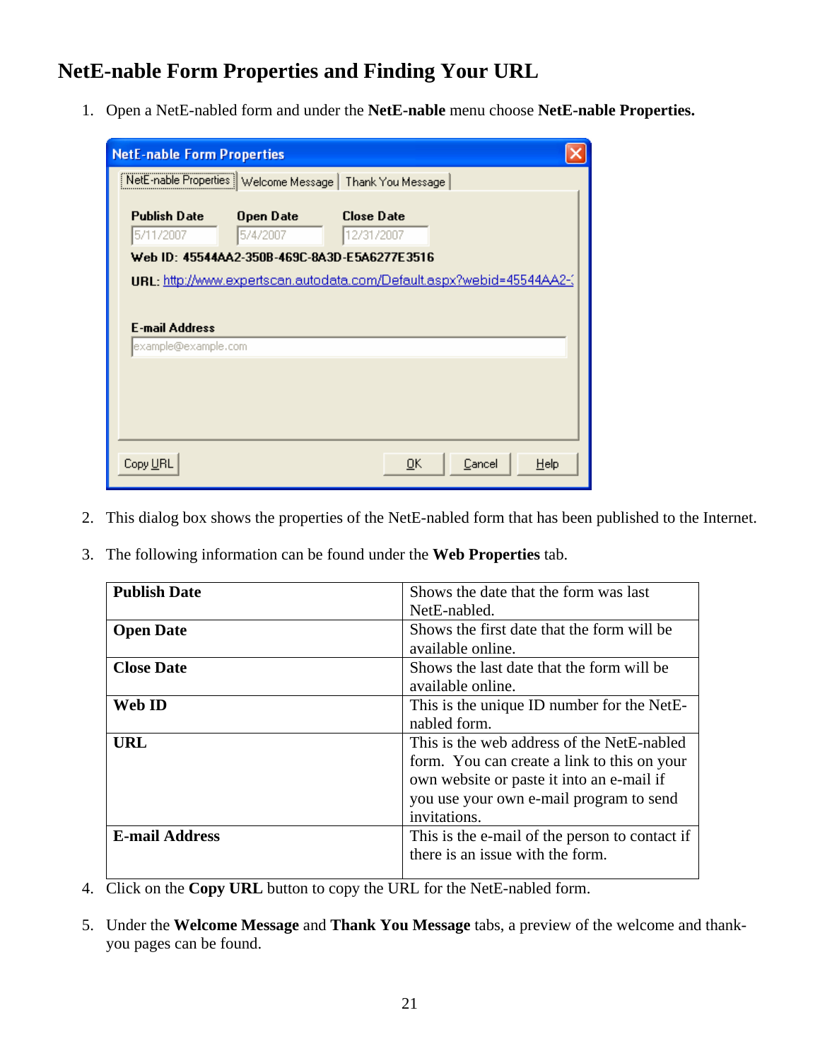# NetE-nable Form Properties and Finding Your URL

1. Open a NetE-nabled form and under the **NetE-nable** menu choose **NetE-nable Properties.**

2. This dialog box shows the properties of the NetE-nabled form that has been published to the Internet.

3. The following information can be found under the **Web Properties** tab.

| | |
|---|---|
| **Publish Date** | Shows the date that the form was last NetE-nabled. |
| **Open Date** | Shows the first date that the form will be available online. |
| **Close Date** | Shows the last date that the form will be available online. |
| **Web ID** | This is the unique ID number for the NetE-nabled form. |
| **URL** | This is the web address of the NetE-nabled form. You can create a link to this on your own website or paste it into an e-mail if you use your own e-mail program to send invitations. |
| **E-mail Address** | This is the e-mail of the person to contact if there is an issue with the form. |

4. Click on the **Copy URL** button to copy the URL for the NetE-nabled form.

5. Under the **Welcome Message** and **Thank You Message** tabs, a preview of the welcome and thank-you pages can be found.